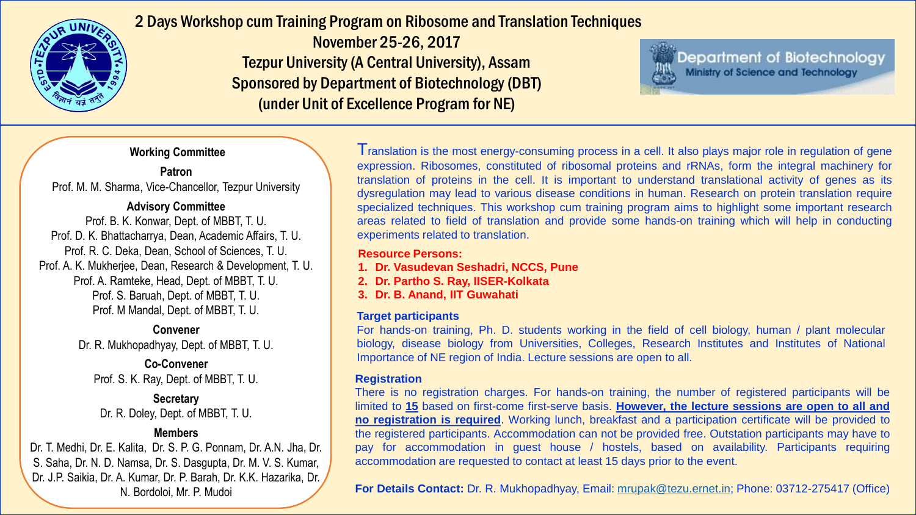# 2 Days Workshop cum Training Program on Ribosome and Translation Techniques

**November 25-26, 2017**

**Tezpur University (A Central University), Assam**

**Sponsored by Department of Biotechnology (DBT)**

**(under Unit of Excellence Program for NE)**

Department of Biotechnology
Ministry of Science and Technology

## Working Committee

**Patron**

Prof. M. M. Sharma, Vice-Chancellor, Tezpur University

**Advisory Committee**

Prof. B. K. Konwar, Dept. of MBBT, T. U.
Prof. D. K. Bhattacharrya, Dean, Academic Affairs, T. U.
Prof. R. C. Deka, Dean, School of Sciences, T. U.
Prof. A. K. Mukherjee, Dean, Research & Development, T. U.
Prof. A. Ramteke, Head, Dept. of MBBT, T. U.
Prof. S. Baruah, Dept. of MBBT, T. U.
Prof. M Mandal, Dept. of MBBT, T. U.

**Convener**

Dr. R. Mukhopadhyay, Dept. of MBBT, T. U.

**Co-Convener**

Prof. S. K. Ray, Dept. of MBBT, T. U.

**Secretary**

Dr. R. Doley, Dept. of MBBT, T. U.

**Members**

Dr. T. Medhi, Dr. E. Kalita, Dr. S. P. G. Ponnam, Dr. A.N. Jha, Dr. S. Saha, Dr. N. D. Namsa, Dr. S. Dasgupta, Dr. M. V. S. Kumar, Dr. J.P. Saikia, Dr. A. Kumar, Dr. P. Barah, Dr. K.K. Hazarika, Dr. N. Bordoloi, Mr. P. Mudoi

Translation is the most energy-consuming process in a cell. It also plays major role in regulation of gene expression. Ribosomes, constituted of ribosomal proteins and rRNAs, form the integral machinery for translation of proteins in the cell. It is important to understand translational activity of genes as its dysregulation may lead to various disease conditions in human. Research on protein translation require specialized techniques. This workshop cum training program aims to highlight some important research areas related to field of translation and provide some hands-on training which will help in conducting experiments related to translation.

**Resource Persons:**

1. **Dr. Vasudevan Seshadri, NCCS, Pune**
2. **Dr. Partho S. Ray, IISER-Kolkata**
3. **Dr. B. Anand, IIT Guwahati**

**Target participants**

For hands-on training, Ph. D. students working in the field of cell biology, human / plant molecular biology, disease biology from Universities, Colleges, Research Institutes and Institutes of National Importance of NE region of India. Lecture sessions are open to all.

**Registration**

There is no registration charges. For hands-on training, the number of registered participants will be limited to **15** based on first-come first-serve basis. **However, the lecture sessions are open to all and no registration is required**. Working lunch, breakfast and a participation certificate will be provided to the registered participants. Accommodation can not be provided free. Outstation participants may have to pay for accommodation in guest house / hostels, based on availability. Participants requiring accommodation are requested to contact at least 15 days prior to the event.

**For Details Contact:** Dr. R. Mukhopadhyay, Email: mrupak@tezu.ernet.in; Phone: 03712-275417 (Office)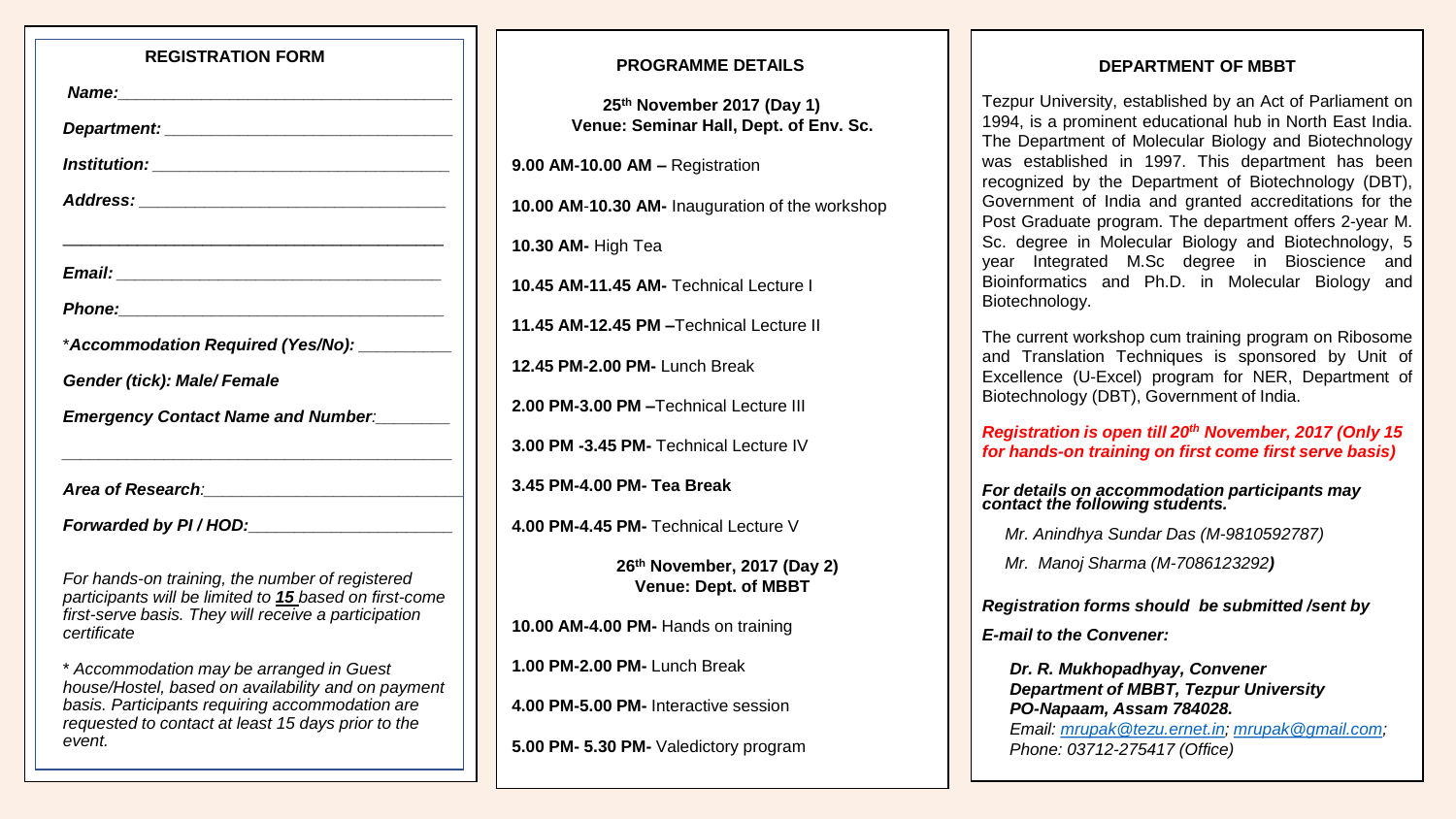## REGISTRATION FORM

***Name:*** ____________________________________

***Department:*** ______________________________

***Institution:*** ______________________________

***Address:*** ________________________________

________________________________________

***Email:*** __________________________________

***Phone:*** __________________________________

*****Accommodation Required (Yes/No):*** __________

***Gender (tick): Male/ Female***

***Emergency Contact Name and Number:*** ________

________________________________________

***Area of Research:*** ___________________________

***Forwarded by PI / HOD:*** _____________________

*For hands-on training, the number of registered participants will be limited to **15** based on first-come first-serve basis. They will receive a participation certificate*

** Accommodation may be arranged in Guest house/Hostel, based on availability and on payment basis. Participants requiring accommodation are requested to contact at least 15 days prior to the event.*

## PROGRAMME DETAILS

**25th November 2017 (Day 1)**
**Venue: Seminar Hall, Dept. of Env. Sc.**

**9.00 AM-10.00 AM –** Registration

**10.00 AM-10.30 AM-** Inauguration of the workshop

**10.30 AM-** High Tea

**10.45 AM-11.45 AM-** Technical Lecture I

**11.45 AM-12.45 PM –**Technical Lecture II

**12.45 PM-2.00 PM-** Lunch Break

**2.00 PM-3.00 PM –**Technical Lecture III

**3.00 PM -3.45 PM-** Technical Lecture IV

**3.45 PM-4.00 PM- Tea Break**

**4.00 PM-4.45 PM-** Technical Lecture V

**26th November, 2017 (Day 2)**
**Venue: Dept. of MBBT**

**10.00 AM-4.00 PM-** Hands on training

**1.00 PM-2.00 PM-** Lunch Break

**4.00 PM-5.00 PM-** Interactive session

**5.00 PM- 5.30 PM-** Valedictory program

## DEPARTMENT OF MBBT

Tezpur University, established by an Act of Parliament on 1994, is a prominent educational hub in North East India. The Department of Molecular Biology and Biotechnology was established in 1997. This department has been recognized by the Department of Biotechnology (DBT), Government of India and granted accreditations for the Post Graduate program. The department offers 2-year M. Sc. degree in Molecular Biology and Biotechnology, 5 year Integrated M.Sc degree in Bioscience and Bioinformatics and Ph.D. in Molecular Biology and Biotechnology.

The current workshop cum training program on Ribosome and Translation Techniques is sponsored by Unit of Excellence (U-Excel) program for NER, Department of Biotechnology (DBT), Government of India.

***Registration is open till 20th November, 2017 (Only 15 for hands-on training on first come first serve basis)***

***For details on accommodation participants may contact the following students.***

*Mr. Anindhya Sundar Das (M-9810592787)*

*Mr. Manoj Sharma (M-7086123292)*

***Registration forms should be submitted /sent by***

***E-mail to the Convener:***

***Dr. R. Mukhopadhyay, Convener***
***Department of MBBT, Tezpur University***
***PO-Napaam, Assam 784028.***
*Email: mrupak@tezu.ernet.in; mrupak@gmail.com;*
*Phone: 03712-275417 (Office)*